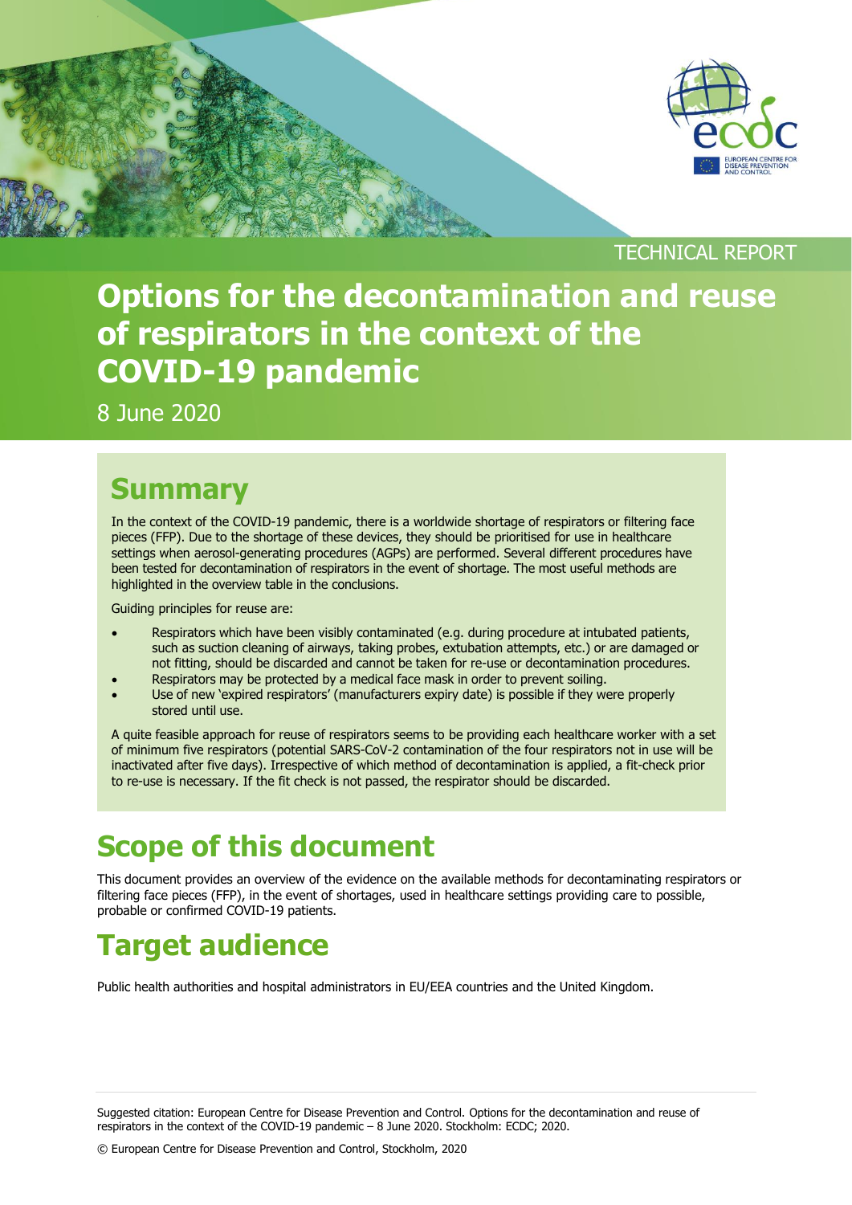TECHNICAL REPORT

# Options for the decontamination and reuse of respirators in the context of the COVID-19 pandemic

8 June 2020

## Summary

In the context of the COVID-19 pandemic, there is a worldwide shortage of respirators or filtering face pieces (FFP). Due to the shortage of these devices, they should be prioritised for use in healthcare settings when aerosol-generating procedures (AGPs) are performed. Several different procedures have been tested for decontamination of respirators in the event of shortage. The most useful methods are highlighted in the overview table in the conclusions.

Guiding principles for reuse are:

- Respirators which have been visibly contaminated (e.g. during procedure at intubated patients, such as suction cleaning of airways, taking probes, extubation attempts, etc.) or are damaged or not fitting, should be discarded and cannot be taken for re-use or decontamination procedures.
- Respirators may be protected by a medical face mask in order to prevent soiling.
- Use of new 'expired respirators' (manufacturers expiry date) is possible if they were properly stored until use.

A quite feasible approach for reuse of respirators seems to be providing each healthcare worker with a set of minimum five respirators (potential SARS-CoV-2 contamination of the four respirators not in use will be inactivated after five days). Irrespective of which method of decontamination is applied, a fit-check prior to re-use is necessary. If the fit check is not passed, the respirator should be discarded.

# Scope of this document

This document provides an overview of the evidence on the available methods for decontaminating respirators or filtering face pieces (FFP), in the event of shortages, used in healthcare settings providing care to possible, probable or confirmed COVID-19 patients.

# Target audience

Public health authorities and hospital administrators in EU/EEA countries and the United Kingdom.

Suggested citation: European Centre for Disease Prevention and Control. Options for the decontamination and reuse of respirators in the context of the COVID-19 pandemic – 8 June 2020. Stockholm: ECDC; 2020.

© European Centre for Disease Prevention and Control, Stockholm, 2020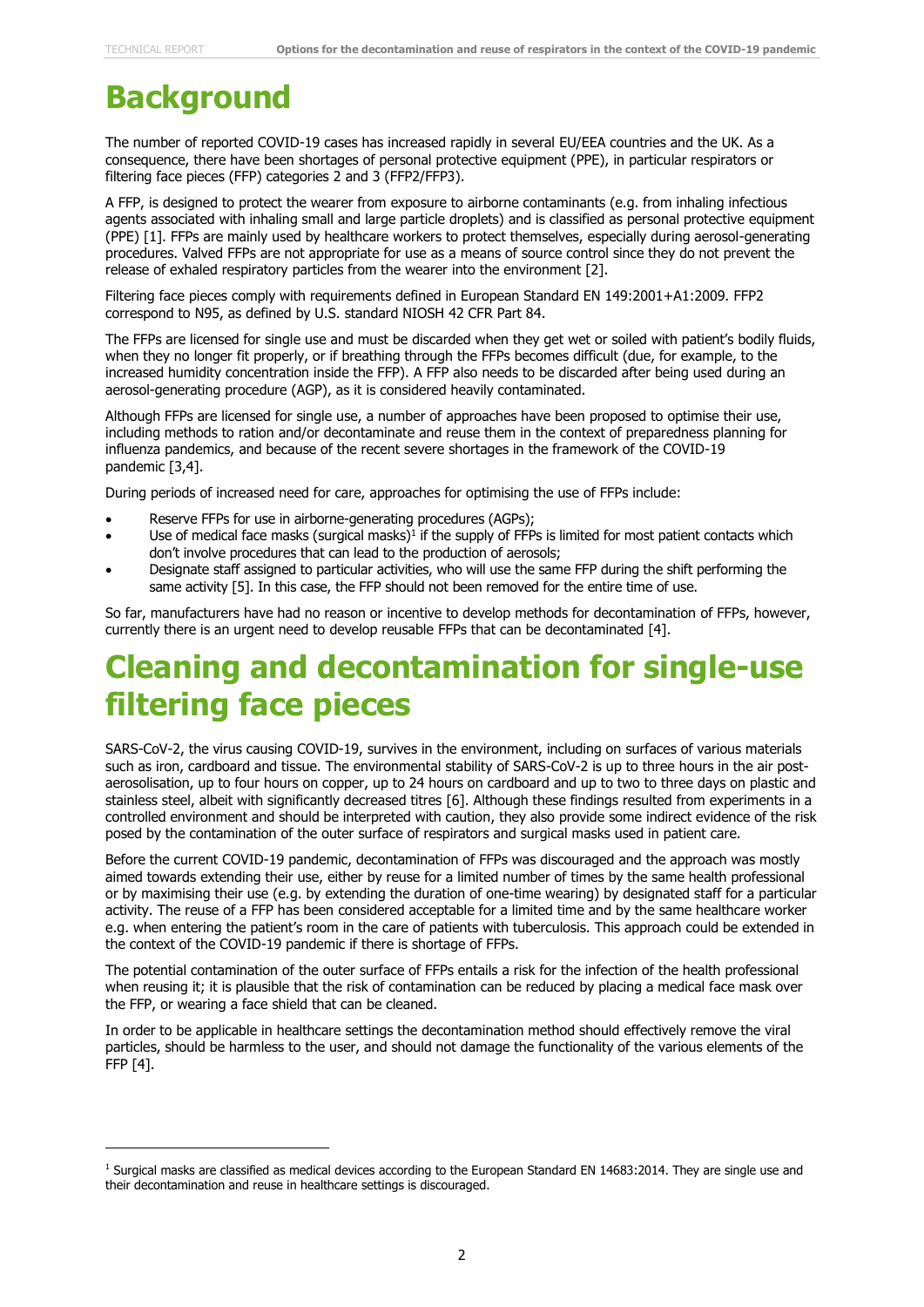# Background

The number of reported COVID-19 cases has increased rapidly in several EU/EEA countries and the UK. As a consequence, there have been shortages of personal protective equipment (PPE), in particular respirators or filtering face pieces (FFP) categories 2 and 3 (FFP2/FFP3).

A FFP, is designed to protect the wearer from exposure to airborne contaminants (e.g. from inhaling infectious agents associated with inhaling small and large particle droplets) and is classified as personal protective equipment (PPE) [1]. FFPs are mainly used by healthcare workers to protect themselves, especially during aerosol-generating procedures. Valved FFPs are not appropriate for use as a means of source control since they do not prevent the release of exhaled respiratory particles from the wearer into the environment [2].

Filtering face pieces comply with requirements defined in European Standard EN 149:2001+A1:2009. FFP2 correspond to N95, as defined by U.S. standard NIOSH 42 CFR Part 84.

The FFPs are licensed for single use and must be discarded when they get wet or soiled with patient's bodily fluids, when they no longer fit properly, or if breathing through the FFPs becomes difficult (due, for example, to the increased humidity concentration inside the FFP). A FFP also needs to be discarded after being used during an aerosol-generating procedure (AGP), as it is considered heavily contaminated.

Although FFPs are licensed for single use, a number of approaches have been proposed to optimise their use, including methods to ration and/or decontaminate and reuse them in the context of preparedness planning for influenza pandemics, and because of the recent severe shortages in the framework of the COVID-19 pandemic [3,4].

During periods of increased need for care, approaches for optimising the use of FFPs include:

- Reserve FFPs for use in airborne-generating procedures (AGPs);
- Use of medical face masks (surgical masks)[1] if the supply of FFPs is limited for most patient contacts which don't involve procedures that can lead to the production of aerosols;
- Designate staff assigned to particular activities, who will use the same FFP during the shift performing the same activity [5]. In this case, the FFP should not been removed for the entire time of use.

So far, manufacturers have had no reason or incentive to develop methods for decontamination of FFPs, however, currently there is an urgent need to develop reusable FFPs that can be decontaminated [4].

# Cleaning and decontamination for single-use filtering face pieces

SARS-CoV-2, the virus causing COVID-19, survives in the environment, including on surfaces of various materials such as iron, cardboard and tissue. The environmental stability of SARS-CoV-2 is up to three hours in the air post-aerosolisation, up to four hours on copper, up to 24 hours on cardboard and up to two to three days on plastic and stainless steel, albeit with significantly decreased titres [6]. Although these findings resulted from experiments in a controlled environment and should be interpreted with caution, they also provide some indirect evidence of the risk posed by the contamination of the outer surface of respirators and surgical masks used in patient care.

Before the current COVID-19 pandemic, decontamination of FFPs was discouraged and the approach was mostly aimed towards extending their use, either by reuse for a limited number of times by the same health professional or by maximising their use (e.g. by extending the duration of one-time wearing) by designated staff for a particular activity. The reuse of a FFP has been considered acceptable for a limited time and by the same healthcare worker e.g. when entering the patient's room in the care of patients with tuberculosis. This approach could be extended in the context of the COVID-19 pandemic if there is shortage of FFPs.

The potential contamination of the outer surface of FFPs entails a risk for the infection of the health professional when reusing it; it is plausible that the risk of contamination can be reduced by placing a medical face mask over the FFP, or wearing a face shield that can be cleaned.

In order to be applicable in healthcare settings the decontamination method should effectively remove the viral particles, should be harmless to the user, and should not damage the functionality of the various elements of the FFP [4].

---

[1] Surgical masks are classified as medical devices according to the European Standard EN 14683:2014. They are single use and their decontamination and reuse in healthcare settings is discouraged.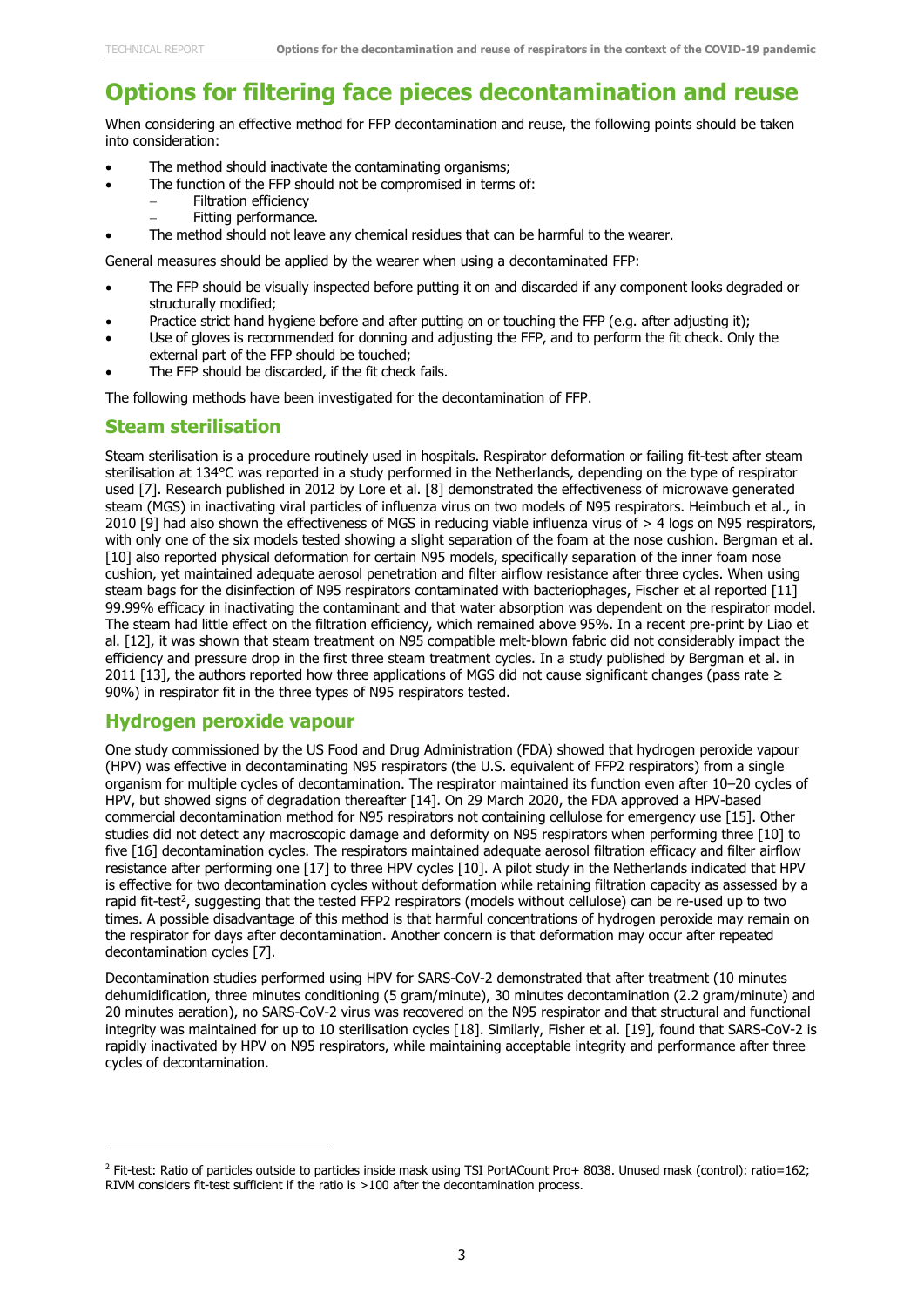# Options for filtering face pieces decontamination and reuse

When considering an effective method for FFP decontamination and reuse, the following points should be taken into consideration:

- The method should inactivate the contaminating organisms;
- The function of the FFP should not be compromised in terms of:
  - Filtration efficiency
  - Fitting performance.
- The method should not leave any chemical residues that can be harmful to the wearer.

General measures should be applied by the wearer when using a decontaminated FFP:

- The FFP should be visually inspected before putting it on and discarded if any component looks degraded or structurally modified;
- Practice strict hand hygiene before and after putting on or touching the FFP (e.g. after adjusting it);
- Use of gloves is recommended for donning and adjusting the FFP, and to perform the fit check. Only the external part of the FFP should be touched;
- The FFP should be discarded, if the fit check fails.

The following methods have been investigated for the decontamination of FFP.

## Steam sterilisation

Steam sterilisation is a procedure routinely used in hospitals. Respirator deformation or failing fit-test after steam sterilisation at 134°C was reported in a study performed in the Netherlands, depending on the type of respirator used [7]. Research published in 2012 by Lore et al. [8] demonstrated the effectiveness of microwave generated steam (MGS) in inactivating viral particles of influenza virus on two models of N95 respirators. Heimbuch et al., in 2010 [9] had also shown the effectiveness of MGS in reducing viable influenza virus of > 4 logs on N95 respirators, with only one of the six models tested showing a slight separation of the foam at the nose cushion. Bergman et al. [10] also reported physical deformation for certain N95 models, specifically separation of the inner foam nose cushion, yet maintained adequate aerosol penetration and filter airflow resistance after three cycles. When using steam bags for the disinfection of N95 respirators contaminated with bacteriophages, Fischer et al reported [11] 99.99% efficacy in inactivating the contaminant and that water absorption was dependent on the respirator model. The steam had little effect on the filtration efficiency, which remained above 95%. In a recent pre-print by Liao et al. [12], it was shown that steam treatment on N95 compatible melt-blown fabric did not considerably impact the efficiency and pressure drop in the first three steam treatment cycles. In a study published by Bergman et al. in 2011 [13], the authors reported how three applications of MGS did not cause significant changes (pass rate ≥ 90%) in respirator fit in the three types of N95 respirators tested.

## Hydrogen peroxide vapour

One study commissioned by the US Food and Drug Administration (FDA) showed that hydrogen peroxide vapour (HPV) was effective in decontaminating N95 respirators (the U.S. equivalent of FFP2 respirators) from a single organism for multiple cycles of decontamination. The respirator maintained its function even after 10–20 cycles of HPV, but showed signs of degradation thereafter [14]. On 29 March 2020, the FDA approved a HPV-based commercial decontamination method for N95 respirators not containing cellulose for emergency use [15]. Other studies did not detect any macroscopic damage and deformity on N95 respirators when performing three [10] to five [16] decontamination cycles. The respirators maintained adequate aerosol filtration efficacy and filter airflow resistance after performing one [17] to three HPV cycles [10]. A pilot study in the Netherlands indicated that HPV is effective for two decontamination cycles without deformation while retaining filtration capacity as assessed by a rapid fit-test[2], suggesting that the tested FFP2 respirators (models without cellulose) can be re-used up to two times. A possible disadvantage of this method is that harmful concentrations of hydrogen peroxide may remain on the respirator for days after decontamination. Another concern is that deformation may occur after repeated decontamination cycles [7].

Decontamination studies performed using HPV for SARS-CoV-2 demonstrated that after treatment (10 minutes dehumidification, three minutes conditioning (5 gram/minute), 30 minutes decontamination (2.2 gram/minute) and 20 minutes aeration), no SARS-CoV-2 virus was recovered on the N95 respirator and that structural and functional integrity was maintained for up to 10 sterilisation cycles [18]. Similarly, Fisher et al. [19], found that SARS-CoV-2 is rapidly inactivated by HPV on N95 respirators, while maintaining acceptable integrity and performance after three cycles of decontamination.

---

[2] Fit-test: Ratio of particles outside to particles inside mask using TSI PortACount Pro+ 8038. Unused mask (control): ratio=162; RIVM considers fit-test sufficient if the ratio is >100 after the decontamination process.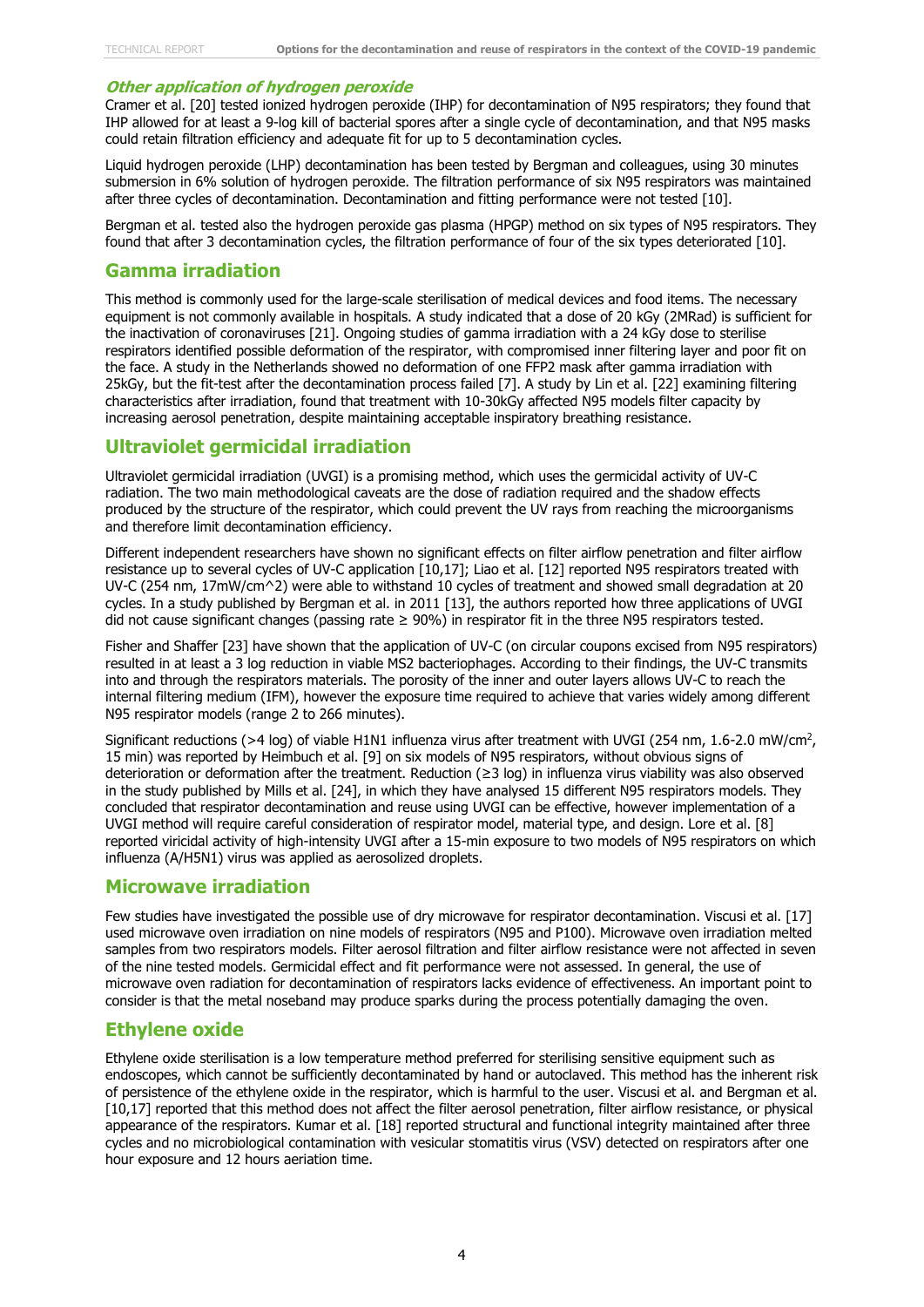### *Other application of hydrogen peroxide*

Cramer et al. [20] tested ionized hydrogen peroxide (IHP) for decontamination of N95 respirators; they found that IHP allowed for at least a 9-log kill of bacterial spores after a single cycle of decontamination, and that N95 masks could retain filtration efficiency and adequate fit for up to 5 decontamination cycles.

Liquid hydrogen peroxide (LHP) decontamination has been tested by Bergman and colleagues, using 30 minutes submersion in 6% solution of hydrogen peroxide. The filtration performance of six N95 respirators was maintained after three cycles of decontamination. Decontamination and fitting performance were not tested [10].

Bergman et al. tested also the hydrogen peroxide gas plasma (HPGP) method on six types of N95 respirators. They found that after 3 decontamination cycles, the filtration performance of four of the six types deteriorated [10].

## Gamma irradiation

This method is commonly used for the large-scale sterilisation of medical devices and food items. The necessary equipment is not commonly available in hospitals. A study indicated that a dose of 20 kGy (2MRad) is sufficient for the inactivation of coronaviruses [21]. Ongoing studies of gamma irradiation with a 24 kGy dose to sterilise respirators identified possible deformation of the respirator, with compromised inner filtering layer and poor fit on the face. A study in the Netherlands showed no deformation of one FFP2 mask after gamma irradiation with 25kGy, but the fit-test after the decontamination process failed [7]. A study by Lin et al. [22] examining filtering characteristics after irradiation, found that treatment with 10-30kGy affected N95 models filter capacity by increasing aerosol penetration, despite maintaining acceptable inspiratory breathing resistance.

## Ultraviolet germicidal irradiation

Ultraviolet germicidal irradiation (UVGI) is a promising method, which uses the germicidal activity of UV-C radiation. The two main methodological caveats are the dose of radiation required and the shadow effects produced by the structure of the respirator, which could prevent the UV rays from reaching the microorganisms and therefore limit decontamination efficiency.

Different independent researchers have shown no significant effects on filter airflow penetration and filter airflow resistance up to several cycles of UV-C application [10,17]; Liao et al. [12] reported N95 respirators treated with UV-C (254 nm, 17mW/cm^2) were able to withstand 10 cycles of treatment and showed small degradation at 20 cycles. In a study published by Bergman et al. in 2011 [13], the authors reported how three applications of UVGI did not cause significant changes (passing rate ≥ 90%) in respirator fit in the three N95 respirators tested.

Fisher and Shaffer [23] have shown that the application of UV-C (on circular coupons excised from N95 respirators) resulted in at least a 3 log reduction in viable MS2 bacteriophages. According to their findings, the UV-C transmits into and through the respirators materials. The porosity of the inner and outer layers allows UV-C to reach the internal filtering medium (IFM), however the exposure time required to achieve that varies widely among different N95 respirator models (range 2 to 266 minutes).

Significant reductions (>4 log) of viable H1N1 influenza virus after treatment with UVGI (254 nm, 1.6-2.0 mW/cm$^2$, 15 min) was reported by Heimbuch et al. [9] on six models of N95 respirators, without obvious signs of deterioration or deformation after the treatment. Reduction (≥3 log) in influenza virus viability was also observed in the study published by Mills et al. [24], in which they have analysed 15 different N95 respirators models. They concluded that respirator decontamination and reuse using UVGI can be effective, however implementation of a UVGI method will require careful consideration of respirator model, material type, and design. Lore et al. [8] reported viricidal activity of high-intensity UVGI after a 15-min exposure to two models of N95 respirators on which influenza (A/H5N1) virus was applied as aerosolized droplets.

## Microwave irradiation

Few studies have investigated the possible use of dry microwave for respirator decontamination. Viscusi et al. [17] used microwave oven irradiation on nine models of respirators (N95 and P100). Microwave oven irradiation melted samples from two respirators models. Filter aerosol filtration and filter airflow resistance were not affected in seven of the nine tested models. Germicidal effect and fit performance were not assessed. In general, the use of microwave oven radiation for decontamination of respirators lacks evidence of effectiveness. An important point to consider is that the metal noseband may produce sparks during the process potentially damaging the oven.

## Ethylene oxide

Ethylene oxide sterilisation is a low temperature method preferred for sterilising sensitive equipment such as endoscopes, which cannot be sufficiently decontaminated by hand or autoclaved. This method has the inherent risk of persistence of the ethylene oxide in the respirator, which is harmful to the user. Viscusi et al. and Bergman et al. [10,17] reported that this method does not affect the filter aerosol penetration, filter airflow resistance, or physical appearance of the respirators. Kumar et al. [18] reported structural and functional integrity maintained after three cycles and no microbiological contamination with vesicular stomatitis virus (VSV) detected on respirators after one hour exposure and 12 hours aeration time.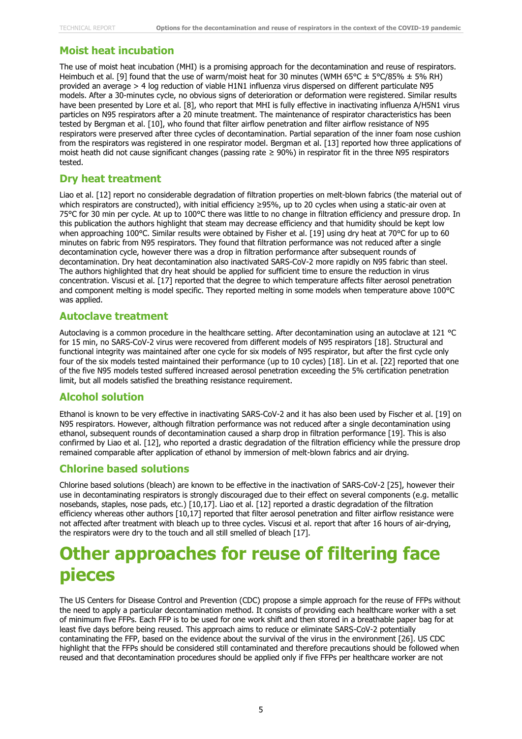## Moist heat incubation

The use of moist heat incubation (MHI) is a promising approach for the decontamination and reuse of respirators. Heimbuch et al. [9] found that the use of warm/moist heat for 30 minutes (WMH 65°C ± 5°C/85% ± 5% RH) provided an average > 4 log reduction of viable H1N1 influenza virus dispersed on different particulate N95 models. After a 30-minutes cycle, no obvious signs of deterioration or deformation were registered. Similar results have been presented by Lore et al. [8], who report that MHI is fully effective in inactivating influenza A/H5N1 virus particles on N95 respirators after a 20 minute treatment. The maintenance of respirator characteristics has been tested by Bergman et al. [10], who found that filter airflow penetration and filter airflow resistance of N95 respirators were preserved after three cycles of decontamination. Partial separation of the inner foam nose cushion from the respirators was registered in one respirator model. Bergman et al. [13] reported how three applications of moist heath did not cause significant changes (passing rate ≥ 90%) in respirator fit in the three N95 respirators tested.

## Dry heat treatment

Liao et al. [12] report no considerable degradation of filtration properties on melt-blown fabrics (the material out of which respirators are constructed), with initial efficiency ≥95%, up to 20 cycles when using a static-air oven at 75°C for 30 min per cycle. At up to 100°C there was little to no change in filtration efficiency and pressure drop. In this publication the authors highlight that steam may decrease efficiency and that humidity should be kept low when approaching 100°C. Similar results were obtained by Fisher et al. [19] using dry heat at 70°C for up to 60 minutes on fabric from N95 respirators. They found that filtration performance was not reduced after a single decontamination cycle, however there was a drop in filtration performance after subsequent rounds of decontamination. Dry heat decontamination also inactivated SARS-CoV-2 more rapidly on N95 fabric than steel. The authors highlighted that dry heat should be applied for sufficient time to ensure the reduction in virus concentration. Viscusi et al. [17] reported that the degree to which temperature affects filter aerosol penetration and component melting is model specific. They reported melting in some models when temperature above 100°C was applied.

## Autoclave treatment

Autoclaving is a common procedure in the healthcare setting. After decontamination using an autoclave at 121 °C for 15 min, no SARS-CoV-2 virus were recovered from different models of N95 respirators [18]. Structural and functional integrity was maintained after one cycle for six models of N95 respirator, but after the first cycle only four of the six models tested maintained their performance (up to 10 cycles) [18]. Lin et al. [22] reported that one of the five N95 models tested suffered increased aerosol penetration exceeding the 5% certification penetration limit, but all models satisfied the breathing resistance requirement.

## Alcohol solution

Ethanol is known to be very effective in inactivating SARS-CoV-2 and it has also been used by Fischer et al. [19] on N95 respirators. However, although filtration performance was not reduced after a single decontamination using ethanol, subsequent rounds of decontamination caused a sharp drop in filtration performance [19]. This is also confirmed by Liao et al. [12], who reported a drastic degradation of the filtration efficiency while the pressure drop remained comparable after application of ethanol by immersion of melt-blown fabrics and air drying.

## Chlorine based solutions

Chlorine based solutions (bleach) are known to be effective in the inactivation of SARS-CoV-2 [25], however their use in decontaminating respirators is strongly discouraged due to their effect on several components (e.g. metallic nosebands, staples, nose pads, etc.) [10,17]. Liao et al. [12] reported a drastic degradation of the filtration efficiency whereas other authors [10,17] reported that filter aerosol penetration and filter airflow resistance were not affected after treatment with bleach up to three cycles. Viscusi et al. report that after 16 hours of air-drying, the respirators were dry to the touch and all still smelled of bleach [17].

# Other approaches for reuse of filtering face pieces

The US Centers for Disease Control and Prevention (CDC) propose a simple approach for the reuse of FFPs without the need to apply a particular decontamination method. It consists of providing each healthcare worker with a set of minimum five FFPs. Each FFP is to be used for one work shift and then stored in a breathable paper bag for at least five days before being reused. This approach aims to reduce or eliminate SARS-CoV-2 potentially contaminating the FFP, based on the evidence about the survival of the virus in the environment [26]. US CDC highlight that the FFPs should be considered still contaminated and therefore precautions should be followed when reused and that decontamination procedures should be applied only if five FFPs per healthcare worker are not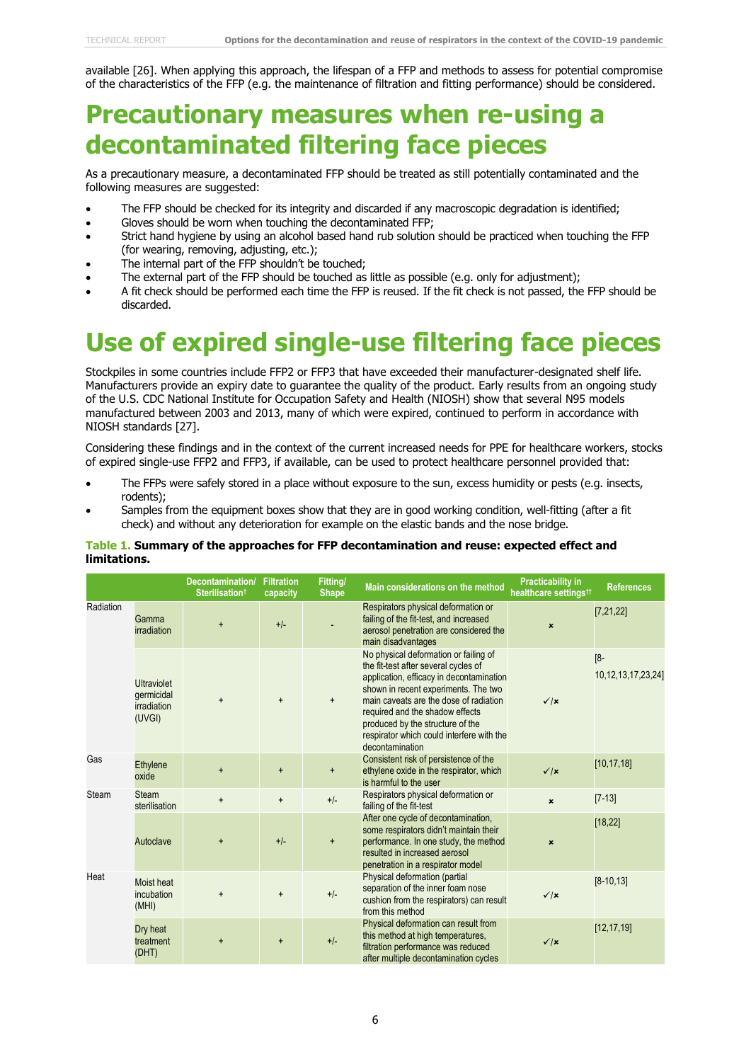available [26]. When applying this approach, the lifespan of a FFP and methods to assess for potential compromise of the characteristics of the FFP (e.g. the maintenance of filtration and fitting performance) should be considered.

# Precautionary measures when re-using a decontaminated filtering face pieces

As a precautionary measure, a decontaminated FFP should be treated as still potentially contaminated and the following measures are suggested:

- The FFP should be checked for its integrity and discarded if any macroscopic degradation is identified;
- Gloves should be worn when touching the decontaminated FFP;
- Strict hand hygiene by using an alcohol based hand rub solution should be practiced when touching the FFP (for wearing, removing, adjusting, etc.);
- The internal part of the FFP shouldn't be touched;
- The external part of the FFP should be touched as little as possible (e.g. only for adjustment);
- A fit check should be performed each time the FFP is reused. If the fit check is not passed, the FFP should be discarded.

# Use of expired single-use filtering face pieces

Stockpiles in some countries include FFP2 or FFP3 that have exceeded their manufacturer-designated shelf life. Manufacturers provide an expiry date to guarantee the quality of the product. Early results from an ongoing study of the U.S. CDC National Institute for Occupation Safety and Health (NIOSH) show that several N95 models manufactured between 2003 and 2013, many of which were expired, continued to perform in accordance with NIOSH standards [27].

Considering these findings and in the context of the current increased needs for PPE for healthcare workers, stocks of expired single-use FFP2 and FFP3, if available, can be used to protect healthcare personnel provided that:

- The FFPs were safely stored in a place without exposure to the sun, excess humidity or pests (e.g. insects, rodents);
- Samples from the equipment boxes show that they are in good working condition, well-fitting (after a fit check) and without any deterioration for example on the elastic bands and the nose bridge.

**Table 1. Summary of the approaches for FFP decontamination and reuse: expected effect and limitations.**

| | | Decontamination/ Sterilisation† | Filtration capacity | Fitting/ Shape | Main considerations on the method | Practicability in healthcare settings†† | References |
|---|---|---|---|---|---|---|---|
| Radiation | Gamma irradiation | + | +/- | - | Respirators physical deformation or failing of the fit-test, and increased aerosol penetration are considered the main disadvantages | ✗ | [7,21,22] |
| | Ultraviolet germicidal irradiation (UVGI) | + | + | + | No physical deformation or failing of the fit-test after several cycles of application, efficacy in decontamination shown in recent experiments. The two main caveats are the dose of radiation required and the shadow effects produced by the structure of the respirator which could interfere with the decontamination | ✓/✗ | [8-10,12,13,17,23,24] |
| Gas | Ethylene oxide | + | + | + | Consistent risk of persistence of the ethylene oxide in the respirator, which is harmful to the user | ✓/✗ | [10,17,18] |
| Steam | Steam sterilisation | + | + | +/- | Respirators physical deformation or failing of the fit-test | ✗ | [7-13] |
| | Autoclave | + | +/- | + | After one cycle of decontamination, some respirators didn't maintain their performance. In one study, the method resulted in increased aerosol penetration in a respirator model | ✗ | [18,22] |
| Heat | Moist heat incubation (MHI) | + | + | +/- | Physical deformation (partial separation of the inner foam nose cushion from the respirators) can result from this method | ✓/✗ | [8-10,13] |
| | Dry heat treatment (DHT) | + | + | +/- | Physical deformation can result from this method at high temperatures, filtration performance was reduced after multiple decontamination cycles | ✓/✗ | [12,17,19] |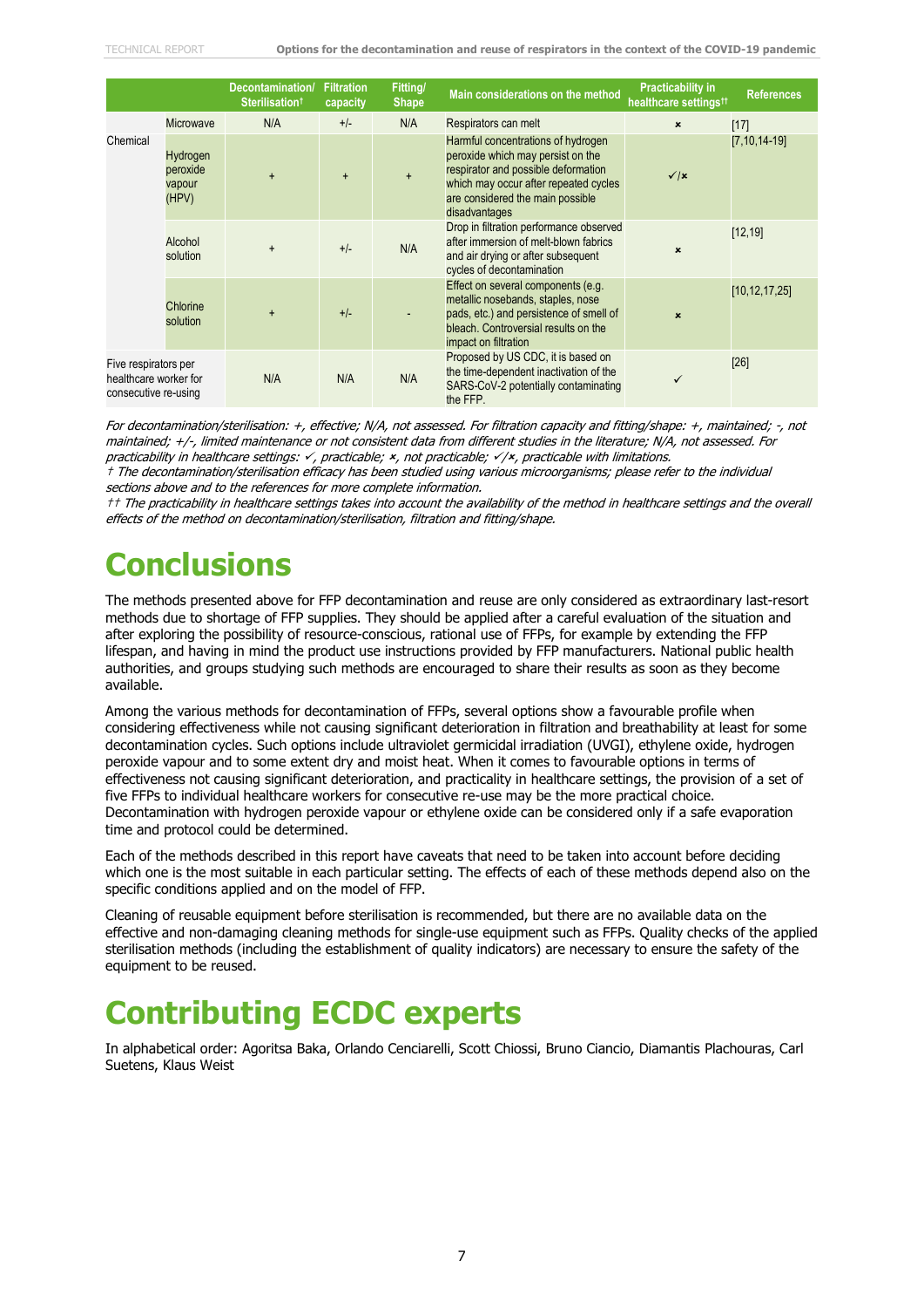| | | Decontamination/ Sterilisation† | Filtration capacity | Fitting/ Shape | Main considerations on the method | Practicability in healthcare settings†† | References |
|---|---|---|---|---|---|---|---|
| Chemical | Microwave | N/A | +/- | N/A | Respirators can melt | ✗ | [17] |
| | Hydrogen peroxide vapour (HPV) | + | + | + | Harmful concentrations of hydrogen peroxide which may persist on the respirator and possible deformation which may occur after repeated cycles are considered the main possible disadvantages | ✓/✗ | [7,10,14-19] |
| | Alcohol solution | + | +/- | N/A | Drop in filtration performance observed after immersion of melt-blown fabrics and air drying or after subsequent cycles of decontamination | ✗ | [12,19] |
| | Chlorine solution | + | +/- | - | Effect on several components (e.g. metallic nosebands, staples, nose pads, etc.) and persistence of smell of bleach. Controversial results on the impact on filtration | ✗ | [10,12,17,25] |
| Five respirators per healthcare worker for consecutive re-using | | N/A | N/A | N/A | Proposed by US CDC, it is based on the time-dependent inactivation of the SARS-CoV-2 potentially contaminating the FFP. | ✓ | [26] |

*For decontamination/sterilisation: +, effective; N/A, not assessed. For filtration capacity and fitting/shape: +, maintained; -, not maintained; +/-, limited maintenance or not consistent data from different studies in the literature; N/A, not assessed. For practicability in healthcare settings: ✓, practicable; ✗, not practicable; ✓/✗, practicable with limitations.*

*† The decontamination/sterilisation efficacy has been studied using various microorganisms; please refer to the individual sections above and to the references for more complete information.*

*†† The practicability in healthcare settings takes into account the availability of the method in healthcare settings and the overall effects of the method on decontamination/sterilisation, filtration and fitting/shape.*

# Conclusions

The methods presented above for FFP decontamination and reuse are only considered as extraordinary last-resort methods due to shortage of FFP supplies. They should be applied after a careful evaluation of the situation and after exploring the possibility of resource-conscious, rational use of FFPs, for example by extending the FFP lifespan, and having in mind the product use instructions provided by FFP manufacturers. National public health authorities, and groups studying such methods are encouraged to share their results as soon as they become available.

Among the various methods for decontamination of FFPs, several options show a favourable profile when considering effectiveness while not causing significant deterioration in filtration and breathability at least for some decontamination cycles. Such options include ultraviolet germicidal irradiation (UVGI), ethylene oxide, hydrogen peroxide vapour and to some extent dry and moist heat. When it comes to favourable options in terms of effectiveness not causing significant deterioration, and practicality in healthcare settings, the provision of a set of five FFPs to individual healthcare workers for consecutive re-use may be the more practical choice. Decontamination with hydrogen peroxide vapour or ethylene oxide can be considered only if a safe evaporation time and protocol could be determined.

Each of the methods described in this report have caveats that need to be taken into account before deciding which one is the most suitable in each particular setting. The effects of each of these methods depend also on the specific conditions applied and on the model of FFP.

Cleaning of reusable equipment before sterilisation is recommended, but there are no available data on the effective and non-damaging cleaning methods for single-use equipment such as FFPs. Quality checks of the applied sterilisation methods (including the establishment of quality indicators) are necessary to ensure the safety of the equipment to be reused.

# Contributing ECDC experts

In alphabetical order: Agoritsa Baka, Orlando Cenciarelli, Scott Chiossi, Bruno Ciancio, Diamantis Plachouras, Carl Suetens, Klaus Weist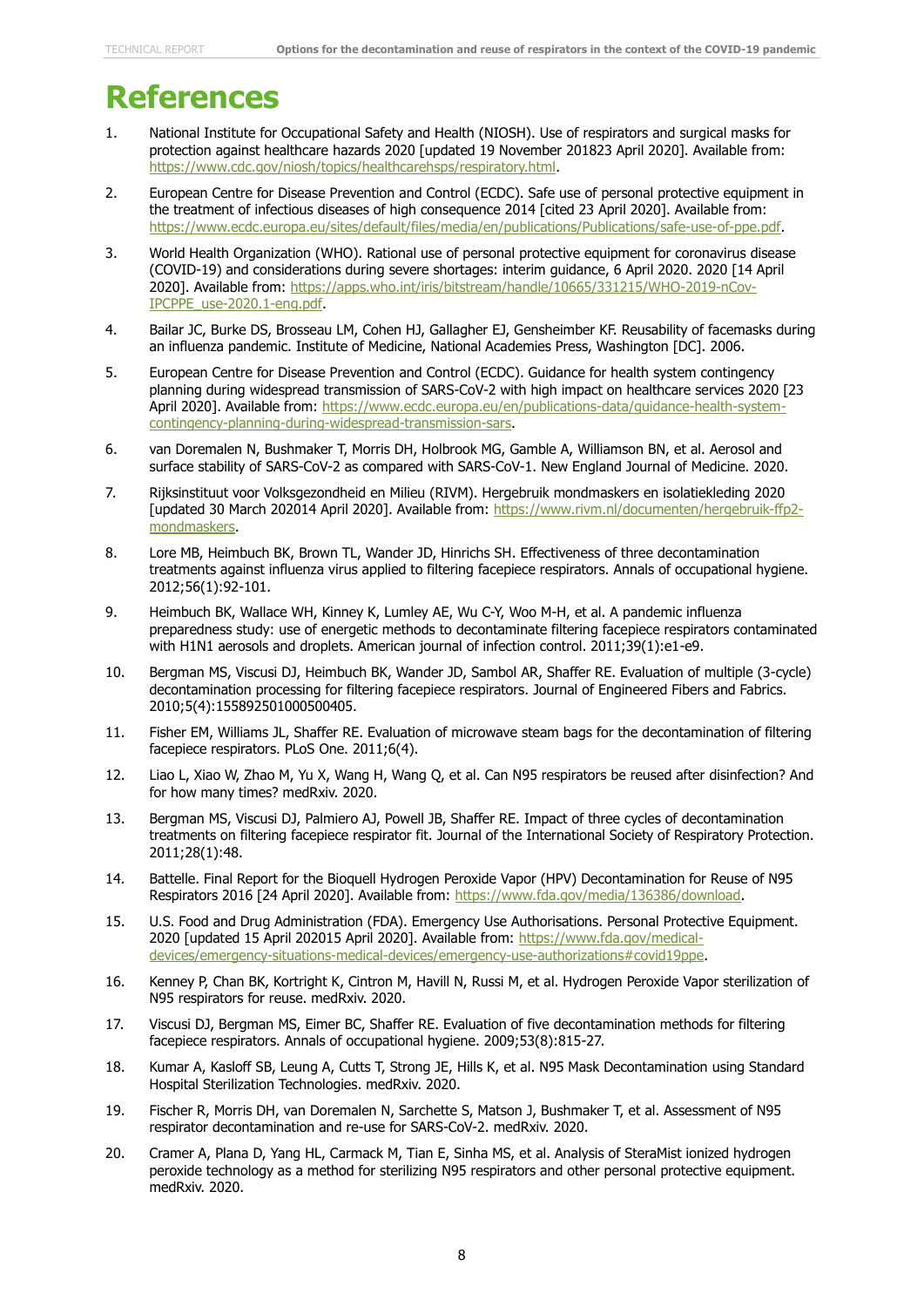# References

1. National Institute for Occupational Safety and Health (NIOSH). Use of respirators and surgical masks for protection against healthcare hazards 2020 [updated 19 November 201823 April 2020]. Available from: https://www.cdc.gov/niosh/topics/healthcarehsps/respiratory.html.
2. European Centre for Disease Prevention and Control (ECDC). Safe use of personal protective equipment in the treatment of infectious diseases of high consequence 2014 [cited 23 April 2020]. Available from: https://www.ecdc.europa.eu/sites/default/files/media/en/publications/Publications/safe-use-of-ppe.pdf.
3. World Health Organization (WHO). Rational use of personal protective equipment for coronavirus disease (COVID-19) and considerations during severe shortages: interim guidance, 6 April 2020. 2020 [14 April 2020]. Available from: https://apps.who.int/iris/bitstream/handle/10665/331215/WHO-2019-nCov-IPCPPE_use-2020.1-eng.pdf.
4. Bailar JC, Burke DS, Brosseau LM, Cohen HJ, Gallagher EJ, Gensheimber KF. Reusability of facemasks during an influenza pandemic. Institute of Medicine, National Academies Press, Washington [DC]. 2006.
5. European Centre for Disease Prevention and Control (ECDC). Guidance for health system contingency planning during widespread transmission of SARS-CoV-2 with high impact on healthcare services 2020 [23 April 2020]. Available from: https://www.ecdc.europa.eu/en/publications-data/guidance-health-system-contingency-planning-during-widespread-transmission-sars.
6. van Doremalen N, Bushmaker T, Morris DH, Holbrook MG, Gamble A, Williamson BN, et al. Aerosol and surface stability of SARS-CoV-2 as compared with SARS-CoV-1. New England Journal of Medicine. 2020.
7. Rijksinstituut voor Volksgezondheid en Milieu (RIVM). Hergebruik mondmaskers en isolatiekleding 2020 [updated 30 March 202014 April 2020]. Available from: https://www.rivm.nl/documenten/hergebruik-ffp2-mondmaskers.
8. Lore MB, Heimbuch BK, Brown TL, Wander JD, Hinrichs SH. Effectiveness of three decontamination treatments against influenza virus applied to filtering facepiece respirators. Annals of occupational hygiene. 2012;56(1):92-101.
9. Heimbuch BK, Wallace WH, Kinney K, Lumley AE, Wu C-Y, Woo M-H, et al. A pandemic influenza preparedness study: use of energetic methods to decontaminate filtering facepiece respirators contaminated with H1N1 aerosols and droplets. American journal of infection control. 2011;39(1):e1-e9.
10. Bergman MS, Viscusi DJ, Heimbuch BK, Wander JD, Sambol AR, Shaffer RE. Evaluation of multiple (3-cycle) decontamination processing for filtering facepiece respirators. Journal of Engineered Fibers and Fabrics. 2010;5(4):155892501000500405.
11. Fisher EM, Williams JL, Shaffer RE. Evaluation of microwave steam bags for the decontamination of filtering facepiece respirators. PLoS One. 2011;6(4).
12. Liao L, Xiao W, Zhao M, Yu X, Wang H, Wang Q, et al. Can N95 respirators be reused after disinfection? And for how many times? medRxiv. 2020.
13. Bergman MS, Viscusi DJ, Palmiero AJ, Powell JB, Shaffer RE. Impact of three cycles of decontamination treatments on filtering facepiece respirator fit. Journal of the International Society of Respiratory Protection. 2011;28(1):48.
14. Battelle. Final Report for the Bioquell Hydrogen Peroxide Vapor (HPV) Decontamination for Reuse of N95 Respirators 2016 [24 April 2020]. Available from: https://www.fda.gov/media/136386/download.
15. U.S. Food and Drug Administration (FDA). Emergency Use Authorisations. Personal Protective Equipment. 2020 [updated 15 April 202015 April 2020]. Available from: https://www.fda.gov/medical-devices/emergency-situations-medical-devices/emergency-use-authorizations#covid19ppe.
16. Kenney P, Chan BK, Kortright K, Cintron M, Havill N, Russi M, et al. Hydrogen Peroxide Vapor sterilization of N95 respirators for reuse. medRxiv. 2020.
17. Viscusi DJ, Bergman MS, Eimer BC, Shaffer RE. Evaluation of five decontamination methods for filtering facepiece respirators. Annals of occupational hygiene. 2009;53(8):815-27.
18. Kumar A, Kasloff SB, Leung A, Cutts T, Strong JE, Hills K, et al. N95 Mask Decontamination using Standard Hospital Sterilization Technologies. medRxiv. 2020.
19. Fischer R, Morris DH, van Doremalen N, Sarchette S, Matson J, Bushmaker T, et al. Assessment of N95 respirator decontamination and re-use for SARS-CoV-2. medRxiv. 2020.
20. Cramer A, Plana D, Yang HL, Carmack M, Tian E, Sinha MS, et al. Analysis of SteraMist ionized hydrogen peroxide technology as a method for sterilizing N95 respirators and other personal protective equipment. medRxiv. 2020.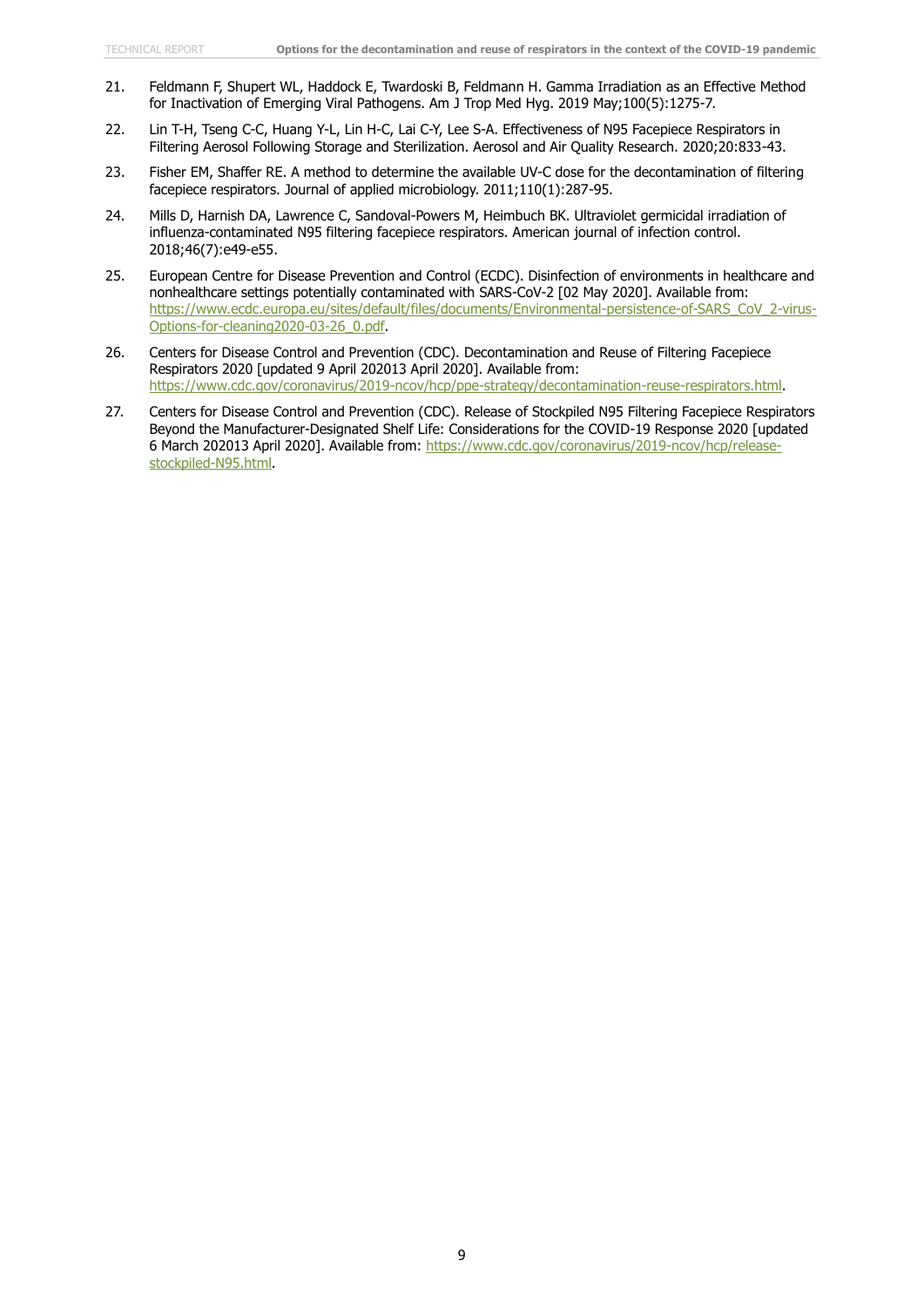21. Feldmann F, Shupert WL, Haddock E, Twardoski B, Feldmann H. Gamma Irradiation as an Effective Method for Inactivation of Emerging Viral Pathogens. Am J Trop Med Hyg. 2019 May;100(5):1275-7.
22. Lin T-H, Tseng C-C, Huang Y-L, Lin H-C, Lai C-Y, Lee S-A. Effectiveness of N95 Facepiece Respirators in Filtering Aerosol Following Storage and Sterilization. Aerosol and Air Quality Research. 2020;20:833-43.
23. Fisher EM, Shaffer RE. A method to determine the available UV-C dose for the decontamination of filtering facepiece respirators. Journal of applied microbiology. 2011;110(1):287-95.
24. Mills D, Harnish DA, Lawrence C, Sandoval-Powers M, Heimbuch BK. Ultraviolet germicidal irradiation of influenza-contaminated N95 filtering facepiece respirators. American journal of infection control. 2018;46(7):e49-e55.
25. European Centre for Disease Prevention and Control (ECDC). Disinfection of environments in healthcare and nonhealthcare settings potentially contaminated with SARS-CoV-2 [02 May 2020]. Available from: https://www.ecdc.europa.eu/sites/default/files/documents/Environmental-persistence-of-SARS_CoV_2-virus-Options-for-cleaning2020-03-26_0.pdf.
26. Centers for Disease Control and Prevention (CDC). Decontamination and Reuse of Filtering Facepiece Respirators 2020 [updated 9 April 202013 April 2020]. Available from: https://www.cdc.gov/coronavirus/2019-ncov/hcp/ppe-strategy/decontamination-reuse-respirators.html.
27. Centers for Disease Control and Prevention (CDC). Release of Stockpiled N95 Filtering Facepiece Respirators Beyond the Manufacturer-Designated Shelf Life: Considerations for the COVID-19 Response 2020 [updated 6 March 202013 April 2020]. Available from: https://www.cdc.gov/coronavirus/2019-ncov/hcp/release-stockpiled-N95.html.